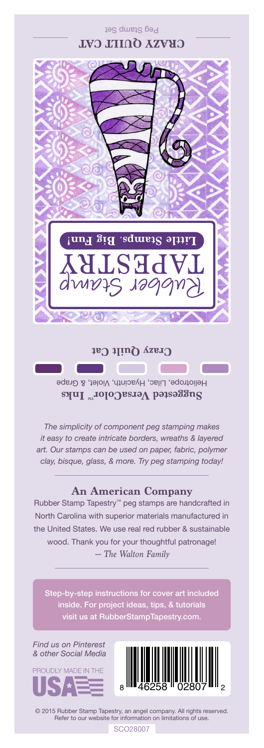# CRAZY QUILT CAT

Peg Stamp Set

Rubber Stamp
TAPESTRY
Little Stamps. Big Fun!

**Crazy Quilt Cat**

**Suggested VersaColor™ Inks**

Heliotrope, Lilac, Hyacinth, Violet, & Grape

*The simplicity of component peg stamping makes it easy to create intricate borders, wreaths & layered art. Our stamps can be used on paper, fabric, polymer clay, bisque, glass, & more. Try peg stamping today!*

## An American Company

Rubber Stamp Tapestry™ peg stamps are handcrafted in North Carolina with superior materials manufactured in the United States. We use real red rubber & sustainable wood. Thank you for your thoughtful patronage!
*— The Walton Family*

Step-by-step instructions for cover art included inside. For project ideas, tips, & tutorials visit us at RubberStampTapestry.com.

*Find us on Pinterest & other Social Media*

PROUDLY MADE IN THE USA

8 46258 02807 2

© 2015 Rubber Stamp Tapestry, an angel company. All rights reserved. Refer to our website for information on limitations of use.

SCO28007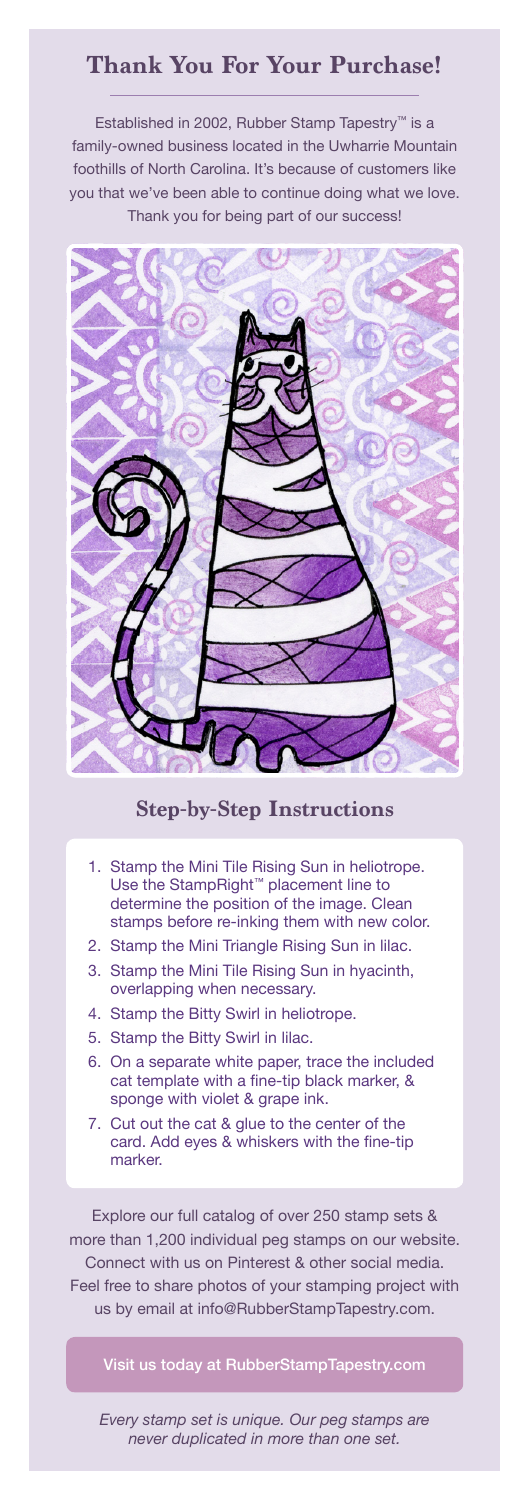## Thank You For Your Purchase!

Established in 2002, Rubber Stamp Tapestry™ is a family-owned business located in the Uwharrie Mountain foothills of North Carolina. It's because of customers like you that we've been able to continue doing what we love. Thank you for being part of our success!

### Step-by-Step Instructions

1. Stamp the Mini Tile Rising Sun in heliotrope. Use the StampRight™ placement line to determine the position of the image. Clean stamps before re-inking them with new color.
2. Stamp the Mini Triangle Rising Sun in lilac.
3. Stamp the Mini Tile Rising Sun in hyacinth, overlapping when necessary.
4. Stamp the Bitty Swirl in heliotrope.
5. Stamp the Bitty Swirl in lilac.
6. On a separate white paper, trace the included cat template with a fine-tip black marker, & sponge with violet & grape ink.
7. Cut out the cat & glue to the center of the card. Add eyes & whiskers with the fine-tip marker.

Explore our full catalog of over 250 stamp sets & more than 1,200 individual peg stamps on our website. Connect with us on Pinterest & other social media. Feel free to share photos of your stamping project with us by email at info@RubberStampTapestry.com.

Visit us today at RubberStampTapestry.com

*Every stamp set is unique. Our peg stamps are never duplicated in more than one set.*